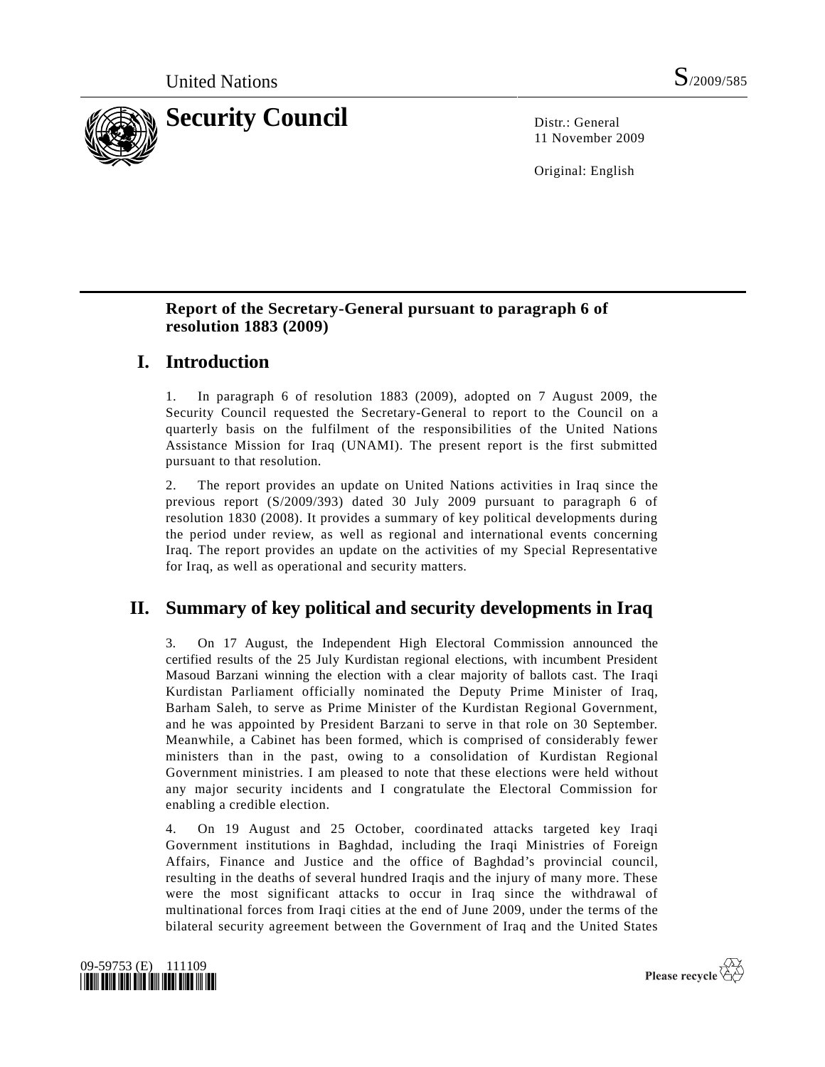United Nations S/2009/585

# Security Council

Distr.: General
11 November 2009

Original: English

## Report of the Secretary-General pursuant to paragraph 6 of resolution 1883 (2009)

## I. Introduction

1. In paragraph 6 of resolution 1883 (2009), adopted on 7 August 2009, the Security Council requested the Secretary-General to report to the Council on a quarterly basis on the fulfilment of the responsibilities of the United Nations Assistance Mission for Iraq (UNAMI). The present report is the first submitted pursuant to that resolution.

2. The report provides an update on United Nations activities in Iraq since the previous report (S/2009/393) dated 30 July 2009 pursuant to paragraph 6 of resolution 1830 (2008). It provides a summary of key political developments during the period under review, as well as regional and international events concerning Iraq. The report provides an update on the activities of my Special Representative for Iraq, as well as operational and security matters.

## II. Summary of key political and security developments in Iraq

3. On 17 August, the Independent High Electoral Commission announced the certified results of the 25 July Kurdistan regional elections, with incumbent President Masoud Barzani winning the election with a clear majority of ballots cast. The Iraqi Kurdistan Parliament officially nominated the Deputy Prime Minister of Iraq, Barham Saleh, to serve as Prime Minister of the Kurdistan Regional Government, and he was appointed by President Barzani to serve in that role on 30 September. Meanwhile, a Cabinet has been formed, which is comprised of considerably fewer ministers than in the past, owing to a consolidation of Kurdistan Regional Government ministries. I am pleased to note that these elections were held without any major security incidents and I congratulate the Electoral Commission for enabling a credible election.

4. On 19 August and 25 October, coordinated attacks targeted key Iraqi Government institutions in Baghdad, including the Iraqi Ministries of Foreign Affairs, Finance and Justice and the office of Baghdad's provincial council, resulting in the deaths of several hundred Iraqis and the injury of many more. These were the most significant attacks to occur in Iraq since the withdrawal of multinational forces from Iraqi cities at the end of June 2009, under the terms of the bilateral security agreement between the Government of Iraq and the United States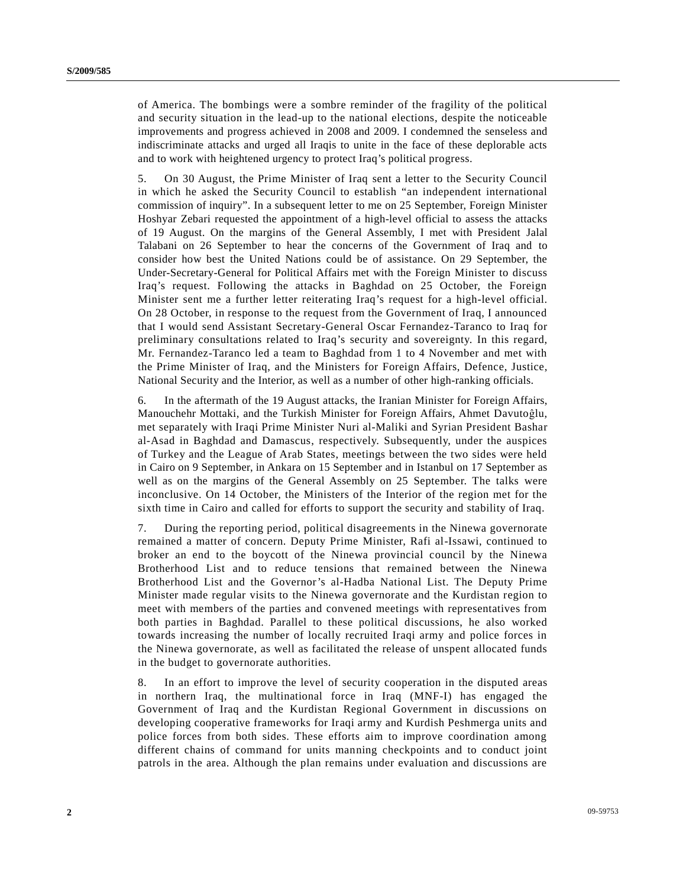of America. The bombings were a sombre reminder of the fragility of the political and security situation in the lead-up to the national elections, despite the noticeable improvements and progress achieved in 2008 and 2009. I condemned the senseless and indiscriminate attacks and urged all Iraqis to unite in the face of these deplorable acts and to work with heightened urgency to protect Iraq's political progress.

5. On 30 August, the Prime Minister of Iraq sent a letter to the Security Council in which he asked the Security Council to establish "an independent international commission of inquiry". In a subsequent letter to me on 25 September, Foreign Minister Hoshyar Zebari requested the appointment of a high-level official to assess the attacks of 19 August. On the margins of the General Assembly, I met with President Jalal Talabani on 26 September to hear the concerns of the Government of Iraq and to consider how best the United Nations could be of assistance. On 29 September, the Under-Secretary-General for Political Affairs met with the Foreign Minister to discuss Iraq's request. Following the attacks in Baghdad on 25 October, the Foreign Minister sent me a further letter reiterating Iraq's request for a high-level official. On 28 October, in response to the request from the Government of Iraq, I announced that I would send Assistant Secretary-General Oscar Fernandez-Taranco to Iraq for preliminary consultations related to Iraq's security and sovereignty. In this regard, Mr. Fernandez-Taranco led a team to Baghdad from 1 to 4 November and met with the Prime Minister of Iraq, and the Ministers for Foreign Affairs, Defence, Justice, National Security and the Interior, as well as a number of other high-ranking officials.

6. In the aftermath of the 19 August attacks, the Iranian Minister for Foreign Affairs, Manouchehr Mottaki, and the Turkish Minister for Foreign Affairs, Ahmet Davutoĝlu, met separately with Iraqi Prime Minister Nuri al-Maliki and Syrian President Bashar al-Asad in Baghdad and Damascus, respectively. Subsequently, under the auspices of Turkey and the League of Arab States, meetings between the two sides were held in Cairo on 9 September, in Ankara on 15 September and in Istanbul on 17 September as well as on the margins of the General Assembly on 25 September. The talks were inconclusive. On 14 October, the Ministers of the Interior of the region met for the sixth time in Cairo and called for efforts to support the security and stability of Iraq.

7. During the reporting period, political disagreements in the Ninewa governorate remained a matter of concern. Deputy Prime Minister, Rafi al-Issawi, continued to broker an end to the boycott of the Ninewa provincial council by the Ninewa Brotherhood List and to reduce tensions that remained between the Ninewa Brotherhood List and the Governor's al-Hadba National List. The Deputy Prime Minister made regular visits to the Ninewa governorate and the Kurdistan region to meet with members of the parties and convened meetings with representatives from both parties in Baghdad. Parallel to these political discussions, he also worked towards increasing the number of locally recruited Iraqi army and police forces in the Ninewa governorate, as well as facilitated the release of unspent allocated funds in the budget to governorate authorities.

8. In an effort to improve the level of security cooperation in the disputed areas in northern Iraq, the multinational force in Iraq (MNF-I) has engaged the Government of Iraq and the Kurdistan Regional Government in discussions on developing cooperative frameworks for Iraqi army and Kurdish Peshmerga units and police forces from both sides. These efforts aim to improve coordination among different chains of command for units manning checkpoints and to conduct joint patrols in the area. Although the plan remains under evaluation and discussions are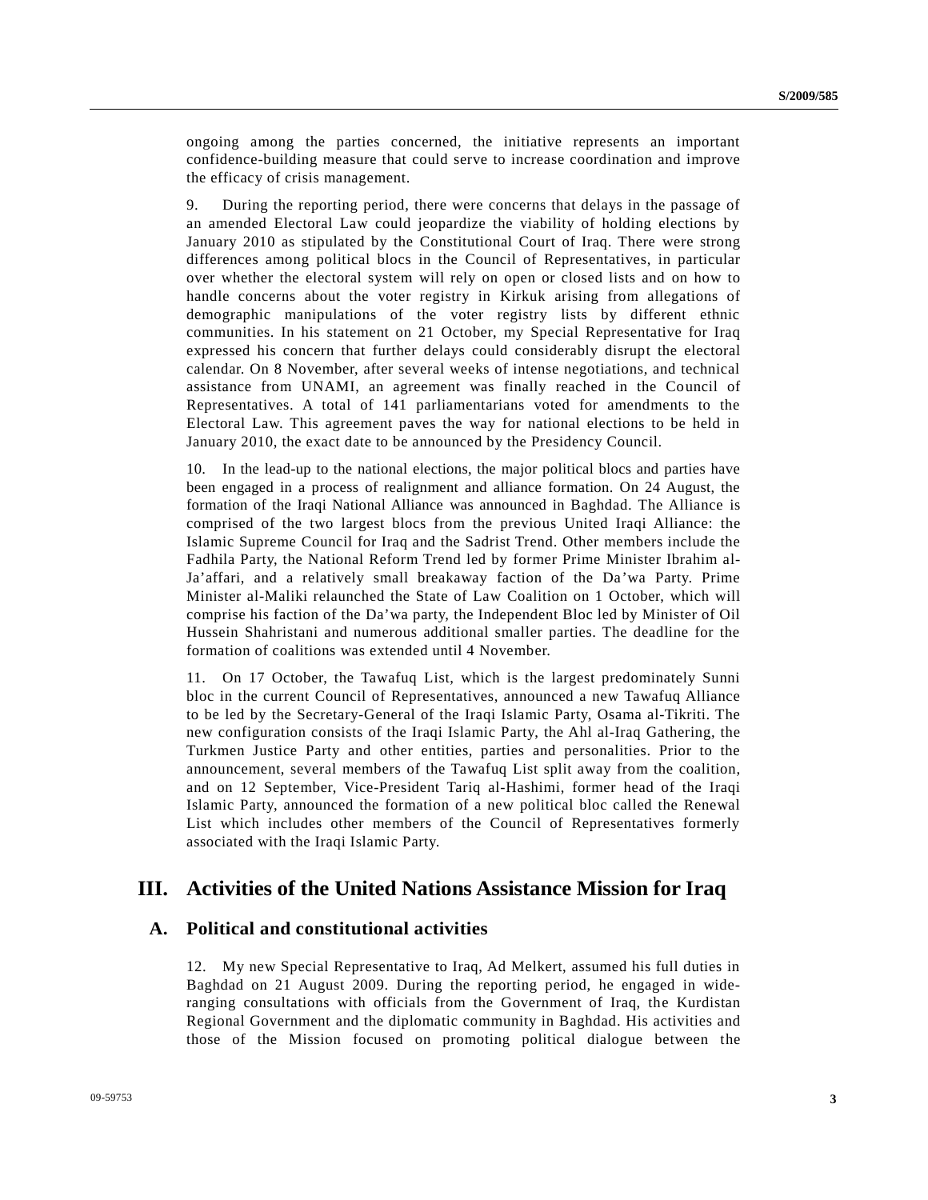ongoing among the parties concerned, the initiative represents an important confidence-building measure that could serve to increase coordination and improve the efficacy of crisis management.

9. During the reporting period, there were concerns that delays in the passage of an amended Electoral Law could jeopardize the viability of holding elections by January 2010 as stipulated by the Constitutional Court of Iraq. There were strong differences among political blocs in the Council of Representatives, in particular over whether the electoral system will rely on open or closed lists and on how to handle concerns about the voter registry in Kirkuk arising from allegations of demographic manipulations of the voter registry lists by different ethnic communities. In his statement on 21 October, my Special Representative for Iraq expressed his concern that further delays could considerably disrupt the electoral calendar. On 8 November, after several weeks of intense negotiations, and technical assistance from UNAMI, an agreement was finally reached in the Council of Representatives. A total of 141 parliamentarians voted for amendments to the Electoral Law. This agreement paves the way for national elections to be held in January 2010, the exact date to be announced by the Presidency Council.

10. In the lead-up to the national elections, the major political blocs and parties have been engaged in a process of realignment and alliance formation. On 24 August, the formation of the Iraqi National Alliance was announced in Baghdad. The Alliance is comprised of the two largest blocs from the previous United Iraqi Alliance: the Islamic Supreme Council for Iraq and the Sadrist Trend. Other members include the Fadhila Party, the National Reform Trend led by former Prime Minister Ibrahim al-Ja'affari, and a relatively small breakaway faction of the Da'wa Party. Prime Minister al-Maliki relaunched the State of Law Coalition on 1 October, which will comprise his faction of the Da'wa party, the Independent Bloc led by Minister of Oil Hussein Shahristani and numerous additional smaller parties. The deadline for the formation of coalitions was extended until 4 November.

11. On 17 October, the Tawafuq List, which is the largest predominately Sunni bloc in the current Council of Representatives, announced a new Tawafuq Alliance to be led by the Secretary-General of the Iraqi Islamic Party, Osama al-Tikriti. The new configuration consists of the Iraqi Islamic Party, the Ahl al-Iraq Gathering, the Turkmen Justice Party and other entities, parties and personalities. Prior to the announcement, several members of the Tawafuq List split away from the coalition, and on 12 September, Vice-President Tariq al-Hashimi, former head of the Iraqi Islamic Party, announced the formation of a new political bloc called the Renewal List which includes other members of the Council of Representatives formerly associated with the Iraqi Islamic Party.

# III. Activities of the United Nations Assistance Mission for Iraq

## A. Political and constitutional activities

12. My new Special Representative to Iraq, Ad Melkert, assumed his full duties in Baghdad on 21 August 2009. During the reporting period, he engaged in wide-ranging consultations with officials from the Government of Iraq, the Kurdistan Regional Government and the diplomatic community in Baghdad. His activities and those of the Mission focused on promoting political dialogue between the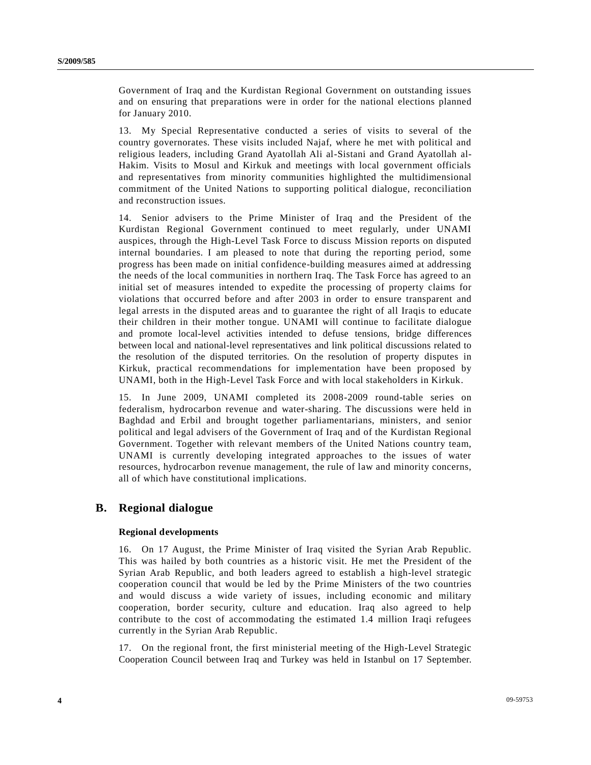Government of Iraq and the Kurdistan Regional Government on outstanding issues and on ensuring that preparations were in order for the national elections planned for January 2010.

13. My Special Representative conducted a series of visits to several of the country governorates. These visits included Najaf, where he met with political and religious leaders, including Grand Ayatollah Ali al-Sistani and Grand Ayatollah al-Hakim. Visits to Mosul and Kirkuk and meetings with local government officials and representatives from minority communities highlighted the multidimensional commitment of the United Nations to supporting political dialogue, reconciliation and reconstruction issues.

14. Senior advisers to the Prime Minister of Iraq and the President of the Kurdistan Regional Government continued to meet regularly, under UNAMI auspices, through the High-Level Task Force to discuss Mission reports on disputed internal boundaries. I am pleased to note that during the reporting period, some progress has been made on initial confidence-building measures aimed at addressing the needs of the local communities in northern Iraq. The Task Force has agreed to an initial set of measures intended to expedite the processing of property claims for violations that occurred before and after 2003 in order to ensure transparent and legal arrests in the disputed areas and to guarantee the right of all Iraqis to educate their children in their mother tongue. UNAMI will continue to facilitate dialogue and promote local-level activities intended to defuse tensions, bridge differences between local and national-level representatives and link political discussions related to the resolution of the disputed territories. On the resolution of property disputes in Kirkuk, practical recommendations for implementation have been proposed by UNAMI, both in the High-Level Task Force and with local stakeholders in Kirkuk.

15. In June 2009, UNAMI completed its 2008-2009 round-table series on federalism, hydrocarbon revenue and water-sharing. The discussions were held in Baghdad and Erbil and brought together parliamentarians, ministers, and senior political and legal advisers of the Government of Iraq and of the Kurdistan Regional Government. Together with relevant members of the United Nations country team, UNAMI is currently developing integrated approaches to the issues of water resources, hydrocarbon revenue management, the rule of law and minority concerns, all of which have constitutional implications.

## B. Regional dialogue

### Regional developments

16. On 17 August, the Prime Minister of Iraq visited the Syrian Arab Republic. This was hailed by both countries as a historic visit. He met the President of the Syrian Arab Republic, and both leaders agreed to establish a high-level strategic cooperation council that would be led by the Prime Ministers of the two countries and would discuss a wide variety of issues, including economic and military cooperation, border security, culture and education. Iraq also agreed to help contribute to the cost of accommodating the estimated 1.4 million Iraqi refugees currently in the Syrian Arab Republic.

17. On the regional front, the first ministerial meeting of the High-Level Strategic Cooperation Council between Iraq and Turkey was held in Istanbul on 17 September.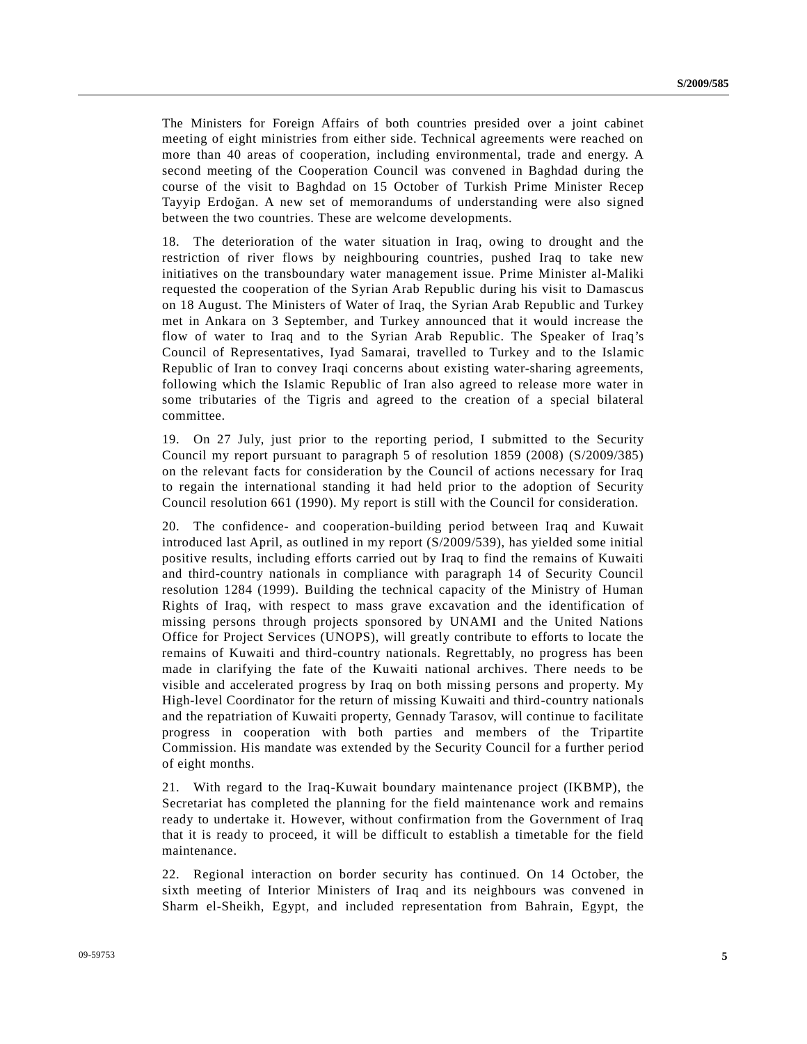The Ministers for Foreign Affairs of both countries presided over a joint cabinet meeting of eight ministries from either side. Technical agreements were reached on more than 40 areas of cooperation, including environmental, trade and energy. A second meeting of the Cooperation Council was convened in Baghdad during the course of the visit to Baghdad on 15 October of Turkish Prime Minister Recep Tayyip Erdoğan. A new set of memorandums of understanding were also signed between the two countries. These are welcome developments.

18. The deterioration of the water situation in Iraq, owing to drought and the restriction of river flows by neighbouring countries, pushed Iraq to take new initiatives on the transboundary water management issue. Prime Minister al-Maliki requested the cooperation of the Syrian Arab Republic during his visit to Damascus on 18 August. The Ministers of Water of Iraq, the Syrian Arab Republic and Turkey met in Ankara on 3 September, and Turkey announced that it would increase the flow of water to Iraq and to the Syrian Arab Republic. The Speaker of Iraq's Council of Representatives, Iyad Samarai, travelled to Turkey and to the Islamic Republic of Iran to convey Iraqi concerns about existing water-sharing agreements, following which the Islamic Republic of Iran also agreed to release more water in some tributaries of the Tigris and agreed to the creation of a special bilateral committee.

19. On 27 July, just prior to the reporting period, I submitted to the Security Council my report pursuant to paragraph 5 of resolution 1859 (2008) (S/2009/385) on the relevant facts for consideration by the Council of actions necessary for Iraq to regain the international standing it had held prior to the adoption of Security Council resolution 661 (1990). My report is still with the Council for consideration.

20. The confidence- and cooperation-building period between Iraq and Kuwait introduced last April, as outlined in my report (S/2009/539), has yielded some initial positive results, including efforts carried out by Iraq to find the remains of Kuwaiti and third-country nationals in compliance with paragraph 14 of Security Council resolution 1284 (1999). Building the technical capacity of the Ministry of Human Rights of Iraq, with respect to mass grave excavation and the identification of missing persons through projects sponsored by UNAMI and the United Nations Office for Project Services (UNOPS), will greatly contribute to efforts to locate the remains of Kuwaiti and third-country nationals. Regrettably, no progress has been made in clarifying the fate of the Kuwaiti national archives. There needs to be visible and accelerated progress by Iraq on both missing persons and property. My High-level Coordinator for the return of missing Kuwaiti and third-country nationals and the repatriation of Kuwaiti property, Gennady Tarasov, will continue to facilitate progress in cooperation with both parties and members of the Tripartite Commission. His mandate was extended by the Security Council for a further period of eight months.

21. With regard to the Iraq-Kuwait boundary maintenance project (IKBMP), the Secretariat has completed the planning for the field maintenance work and remains ready to undertake it. However, without confirmation from the Government of Iraq that it is ready to proceed, it will be difficult to establish a timetable for the field maintenance.

22. Regional interaction on border security has continued. On 14 October, the sixth meeting of Interior Ministers of Iraq and its neighbours was convened in Sharm el-Sheikh, Egypt, and included representation from Bahrain, Egypt, the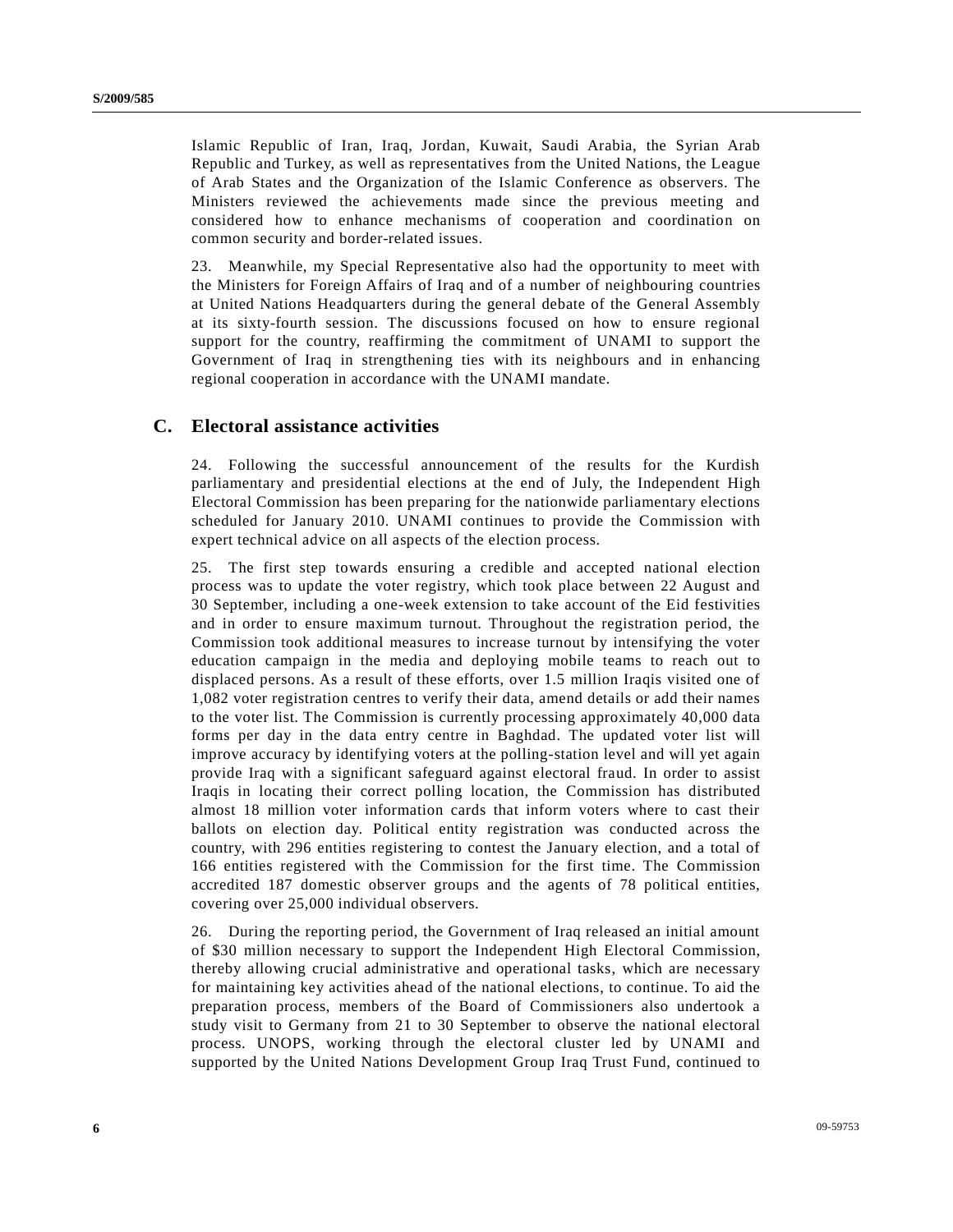Islamic Republic of Iran, Iraq, Jordan, Kuwait, Saudi Arabia, the Syrian Arab Republic and Turkey, as well as representatives from the United Nations, the League of Arab States and the Organization of the Islamic Conference as observers. The Ministers reviewed the achievements made since the previous meeting and considered how to enhance mechanisms of cooperation and coordination on common security and border-related issues.

23. Meanwhile, my Special Representative also had the opportunity to meet with the Ministers for Foreign Affairs of Iraq and of a number of neighbouring countries at United Nations Headquarters during the general debate of the General Assembly at its sixty-fourth session. The discussions focused on how to ensure regional support for the country, reaffirming the commitment of UNAMI to support the Government of Iraq in strengthening ties with its neighbours and in enhancing regional cooperation in accordance with the UNAMI mandate.

## C. Electoral assistance activities

24. Following the successful announcement of the results for the Kurdish parliamentary and presidential elections at the end of July, the Independent High Electoral Commission has been preparing for the nationwide parliamentary elections scheduled for January 2010. UNAMI continues to provide the Commission with expert technical advice on all aspects of the election process.

25. The first step towards ensuring a credible and accepted national election process was to update the voter registry, which took place between 22 August and 30 September, including a one-week extension to take account of the Eid festivities and in order to ensure maximum turnout. Throughout the registration period, the Commission took additional measures to increase turnout by intensifying the voter education campaign in the media and deploying mobile teams to reach out to displaced persons. As a result of these efforts, over 1.5 million Iraqis visited one of 1,082 voter registration centres to verify their data, amend details or add their names to the voter list. The Commission is currently processing approximately 40,000 data forms per day in the data entry centre in Baghdad. The updated voter list will improve accuracy by identifying voters at the polling-station level and will yet again provide Iraq with a significant safeguard against electoral fraud. In order to assist Iraqis in locating their correct polling location, the Commission has distributed almost 18 million voter information cards that inform voters where to cast their ballots on election day. Political entity registration was conducted across the country, with 296 entities registering to contest the January election, and a total of 166 entities registered with the Commission for the first time. The Commission accredited 187 domestic observer groups and the agents of 78 political entities, covering over 25,000 individual observers.

26. During the reporting period, the Government of Iraq released an initial amount of $30 million necessary to support the Independent High Electoral Commission, thereby allowing crucial administrative and operational tasks, which are necessary for maintaining key activities ahead of the national elections, to continue. To aid the preparation process, members of the Board of Commissioners also undertook a study visit to Germany from 21 to 30 September to observe the national electoral process. UNOPS, working through the electoral cluster led by UNAMI and supported by the United Nations Development Group Iraq Trust Fund, continued to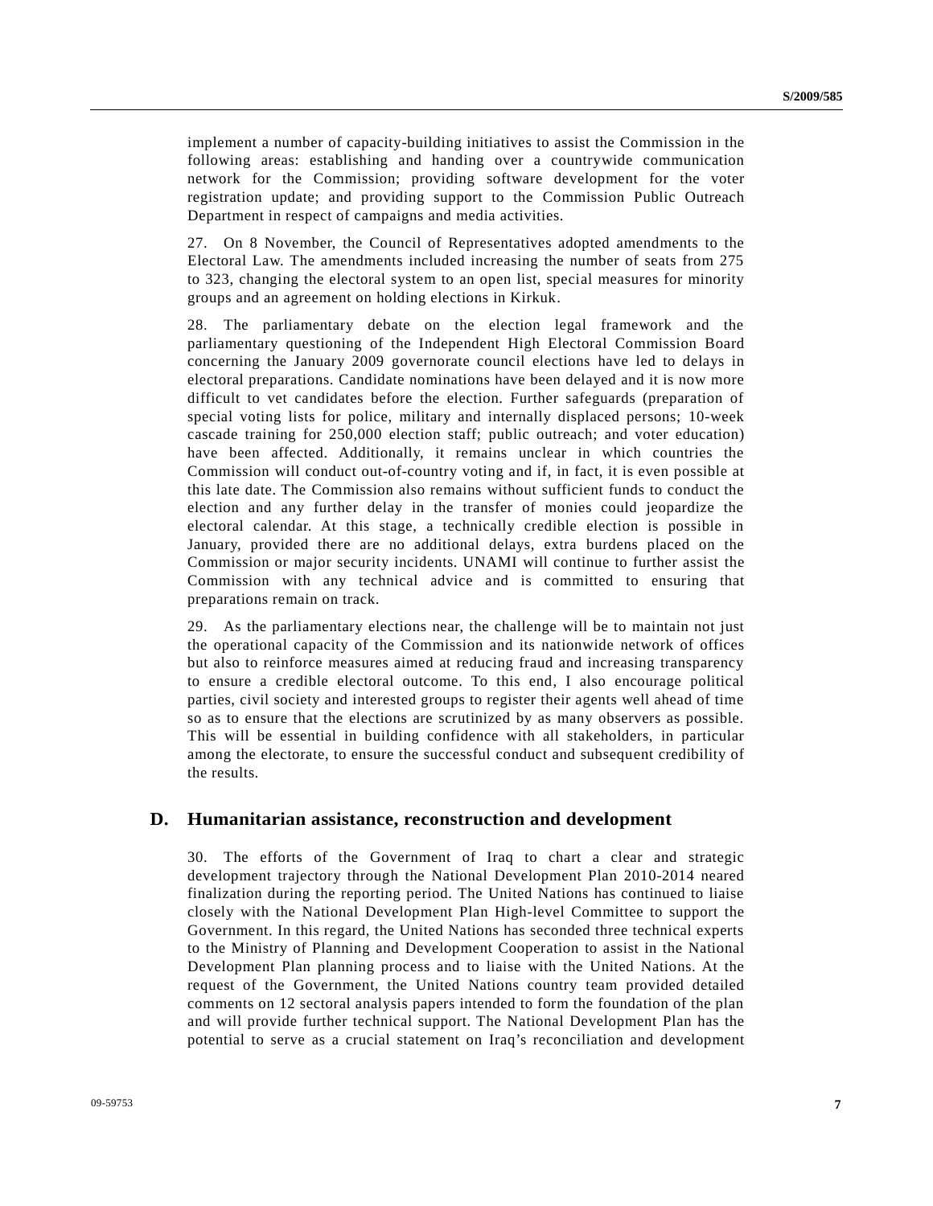implement a number of capacity-building initiatives to assist the Commission in the following areas: establishing and handing over a countrywide communication network for the Commission; providing software development for the voter registration update; and providing support to the Commission Public Outreach Department in respect of campaigns and media activities.

27. On 8 November, the Council of Representatives adopted amendments to the Electoral Law. The amendments included increasing the number of seats from 275 to 323, changing the electoral system to an open list, special measures for minority groups and an agreement on holding elections in Kirkuk.

28. The parliamentary debate on the election legal framework and the parliamentary questioning of the Independent High Electoral Commission Board concerning the January 2009 governorate council elections have led to delays in electoral preparations. Candidate nominations have been delayed and it is now more difficult to vet candidates before the election. Further safeguards (preparation of special voting lists for police, military and internally displaced persons; 10-week cascade training for 250,000 election staff; public outreach; and voter education) have been affected. Additionally, it remains unclear in which countries the Commission will conduct out-of-country voting and if, in fact, it is even possible at this late date. The Commission also remains without sufficient funds to conduct the election and any further delay in the transfer of monies could jeopardize the electoral calendar. At this stage, a technically credible election is possible in January, provided there are no additional delays, extra burdens placed on the Commission or major security incidents. UNAMI will continue to further assist the Commission with any technical advice and is committed to ensuring that preparations remain on track.

29. As the parliamentary elections near, the challenge will be to maintain not just the operational capacity of the Commission and its nationwide network of offices but also to reinforce measures aimed at reducing fraud and increasing transparency to ensure a credible electoral outcome. To this end, I also encourage political parties, civil society and interested groups to register their agents well ahead of time so as to ensure that the elections are scrutinized by as many observers as possible. This will be essential in building confidence with all stakeholders, in particular among the electorate, to ensure the successful conduct and subsequent credibility of the results.

## D. Humanitarian assistance, reconstruction and development

30. The efforts of the Government of Iraq to chart a clear and strategic development trajectory through the National Development Plan 2010-2014 neared finalization during the reporting period. The United Nations has continued to liaise closely with the National Development Plan High-level Committee to support the Government. In this regard, the United Nations has seconded three technical experts to the Ministry of Planning and Development Cooperation to assist in the National Development Plan planning process and to liaise with the United Nations. At the request of the Government, the United Nations country team provided detailed comments on 12 sectoral analysis papers intended to form the foundation of the plan and will provide further technical support. The National Development Plan has the potential to serve as a crucial statement on Iraq's reconciliation and development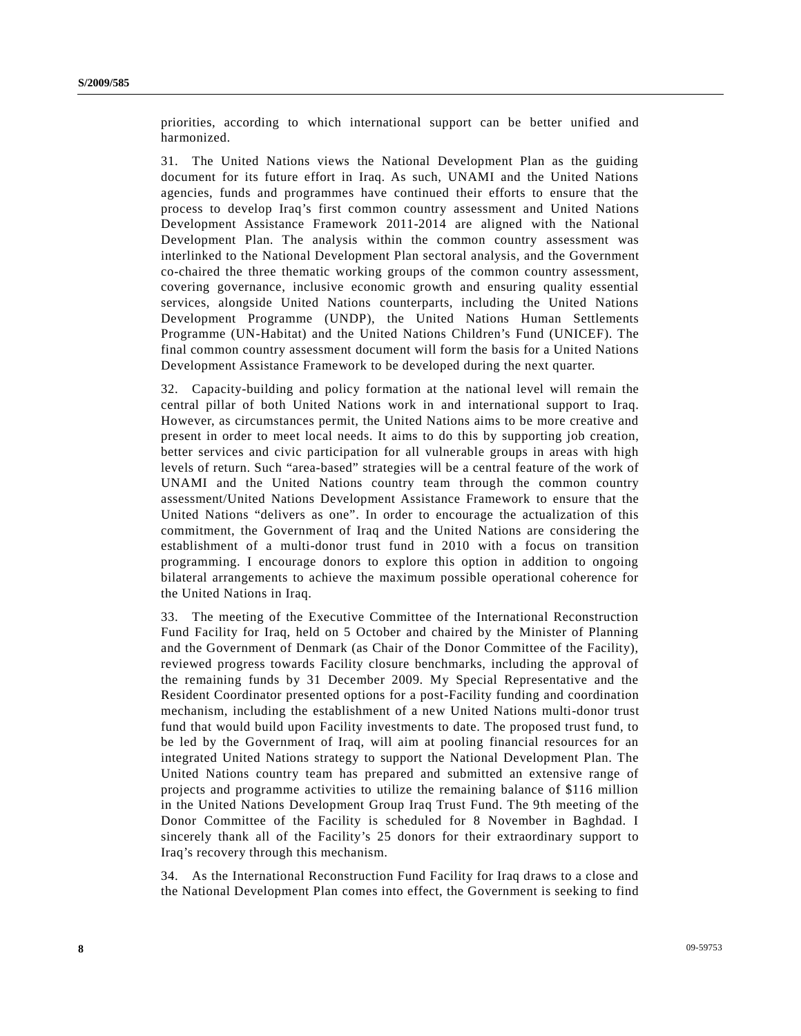priorities, according to which international support can be better unified and harmonized.

31. The United Nations views the National Development Plan as the guiding document for its future effort in Iraq. As such, UNAMI and the United Nations agencies, funds and programmes have continued their efforts to ensure that the process to develop Iraq's first common country assessment and United Nations Development Assistance Framework 2011-2014 are aligned with the National Development Plan. The analysis within the common country assessment was interlinked to the National Development Plan sectoral analysis, and the Government co-chaired the three thematic working groups of the common country assessment, covering governance, inclusive economic growth and ensuring quality essential services, alongside United Nations counterparts, including the United Nations Development Programme (UNDP), the United Nations Human Settlements Programme (UN-Habitat) and the United Nations Children's Fund (UNICEF). The final common country assessment document will form the basis for a United Nations Development Assistance Framework to be developed during the next quarter.

32. Capacity-building and policy formation at the national level will remain the central pillar of both United Nations work in and international support to Iraq. However, as circumstances permit, the United Nations aims to be more creative and present in order to meet local needs. It aims to do this by supporting job creation, better services and civic participation for all vulnerable groups in areas with high levels of return. Such "area-based" strategies will be a central feature of the work of UNAMI and the United Nations country team through the common country assessment/United Nations Development Assistance Framework to ensure that the United Nations "delivers as one". In order to encourage the actualization of this commitment, the Government of Iraq and the United Nations are considering the establishment of a multi-donor trust fund in 2010 with a focus on transition programming. I encourage donors to explore this option in addition to ongoing bilateral arrangements to achieve the maximum possible operational coherence for the United Nations in Iraq.

33. The meeting of the Executive Committee of the International Reconstruction Fund Facility for Iraq, held on 5 October and chaired by the Minister of Planning and the Government of Denmark (as Chair of the Donor Committee of the Facility), reviewed progress towards Facility closure benchmarks, including the approval of the remaining funds by 31 December 2009. My Special Representative and the Resident Coordinator presented options for a post-Facility funding and coordination mechanism, including the establishment of a new United Nations multi-donor trust fund that would build upon Facility investments to date. The proposed trust fund, to be led by the Government of Iraq, will aim at pooling financial resources for an integrated United Nations strategy to support the National Development Plan. The United Nations country team has prepared and submitted an extensive range of projects and programme activities to utilize the remaining balance of $116 million in the United Nations Development Group Iraq Trust Fund. The 9th meeting of the Donor Committee of the Facility is scheduled for 8 November in Baghdad. I sincerely thank all of the Facility's 25 donors for their extraordinary support to Iraq's recovery through this mechanism.

34. As the International Reconstruction Fund Facility for Iraq draws to a close and the National Development Plan comes into effect, the Government is seeking to find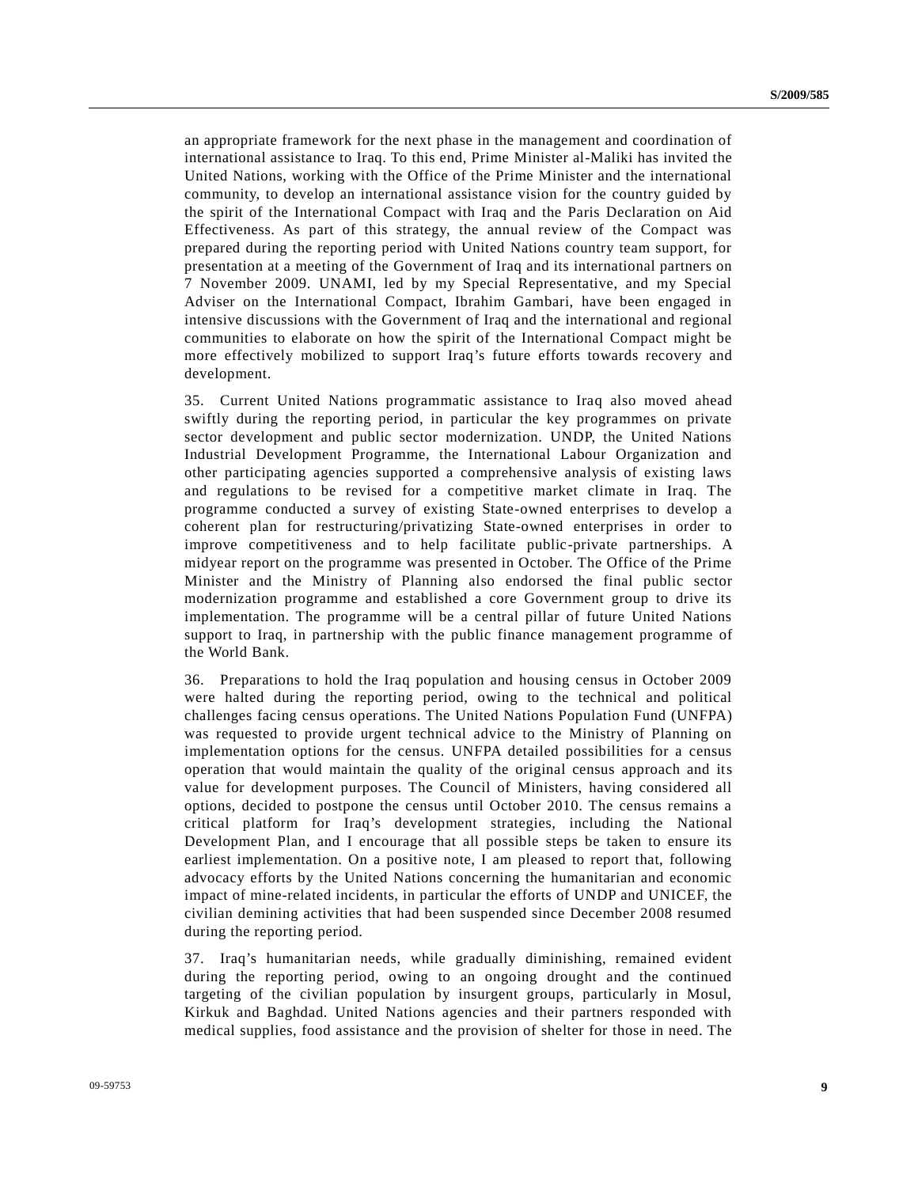an appropriate framework for the next phase in the management and coordination of international assistance to Iraq. To this end, Prime Minister al-Maliki has invited the United Nations, working with the Office of the Prime Minister and the international community, to develop an international assistance vision for the country guided by the spirit of the International Compact with Iraq and the Paris Declaration on Aid Effectiveness. As part of this strategy, the annual review of the Compact was prepared during the reporting period with United Nations country team support, for presentation at a meeting of the Government of Iraq and its international partners on 7 November 2009. UNAMI, led by my Special Representative, and my Special Adviser on the International Compact, Ibrahim Gambari, have been engaged in intensive discussions with the Government of Iraq and the international and regional communities to elaborate on how the spirit of the International Compact might be more effectively mobilized to support Iraq's future efforts towards recovery and development.

35. Current United Nations programmatic assistance to Iraq also moved ahead swiftly during the reporting period, in particular the key programmes on private sector development and public sector modernization. UNDP, the United Nations Industrial Development Programme, the International Labour Organization and other participating agencies supported a comprehensive analysis of existing laws and regulations to be revised for a competitive market climate in Iraq. The programme conducted a survey of existing State-owned enterprises to develop a coherent plan for restructuring/privatizing State-owned enterprises in order to improve competitiveness and to help facilitate public-private partnerships. A midyear report on the programme was presented in October. The Office of the Prime Minister and the Ministry of Planning also endorsed the final public sector modernization programme and established a core Government group to drive its implementation. The programme will be a central pillar of future United Nations support to Iraq, in partnership with the public finance management programme of the World Bank.

36. Preparations to hold the Iraq population and housing census in October 2009 were halted during the reporting period, owing to the technical and political challenges facing census operations. The United Nations Population Fund (UNFPA) was requested to provide urgent technical advice to the Ministry of Planning on implementation options for the census. UNFPA detailed possibilities for a census operation that would maintain the quality of the original census approach and its value for development purposes. The Council of Ministers, having considered all options, decided to postpone the census until October 2010. The census remains a critical platform for Iraq's development strategies, including the National Development Plan, and I encourage that all possible steps be taken to ensure its earliest implementation. On a positive note, I am pleased to report that, following advocacy efforts by the United Nations concerning the humanitarian and economic impact of mine-related incidents, in particular the efforts of UNDP and UNICEF, the civilian demining activities that had been suspended since December 2008 resumed during the reporting period.

37. Iraq's humanitarian needs, while gradually diminishing, remained evident during the reporting period, owing to an ongoing drought and the continued targeting of the civilian population by insurgent groups, particularly in Mosul, Kirkuk and Baghdad. United Nations agencies and their partners responded with medical supplies, food assistance and the provision of shelter for those in need. The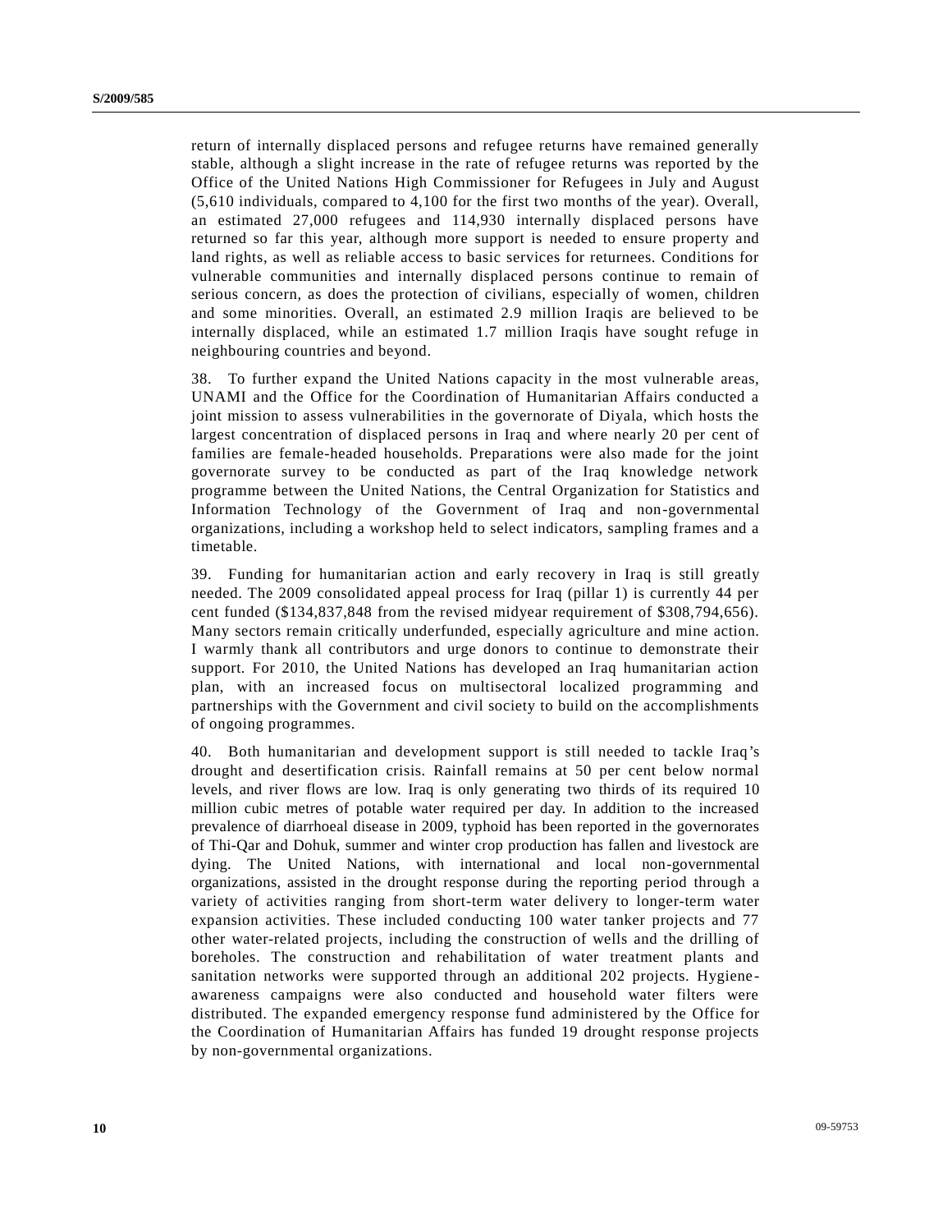return of internally displaced persons and refugee returns have remained generally stable, although a slight increase in the rate of refugee returns was reported by the Office of the United Nations High Commissioner for Refugees in July and August (5,610 individuals, compared to 4,100 for the first two months of the year). Overall, an estimated 27,000 refugees and 114,930 internally displaced persons have returned so far this year, although more support is needed to ensure property and land rights, as well as reliable access to basic services for returnees. Conditions for vulnerable communities and internally displaced persons continue to remain of serious concern, as does the protection of civilians, especially of women, children and some minorities. Overall, an estimated 2.9 million Iraqis are believed to be internally displaced, while an estimated 1.7 million Iraqis have sought refuge in neighbouring countries and beyond.

38. To further expand the United Nations capacity in the most vulnerable areas, UNAMI and the Office for the Coordination of Humanitarian Affairs conducted a joint mission to assess vulnerabilities in the governorate of Diyala, which hosts the largest concentration of displaced persons in Iraq and where nearly 20 per cent of families are female-headed households. Preparations were also made for the joint governorate survey to be conducted as part of the Iraq knowledge network programme between the United Nations, the Central Organization for Statistics and Information Technology of the Government of Iraq and non-governmental organizations, including a workshop held to select indicators, sampling frames and a timetable.

39. Funding for humanitarian action and early recovery in Iraq is still greatly needed. The 2009 consolidated appeal process for Iraq (pillar 1) is currently 44 per cent funded ($134,837,848 from the revised midyear requirement of $308,794,656). Many sectors remain critically underfunded, especially agriculture and mine action. I warmly thank all contributors and urge donors to continue to demonstrate their support. For 2010, the United Nations has developed an Iraq humanitarian action plan, with an increased focus on multisectoral localized programming and partnerships with the Government and civil society to build on the accomplishments of ongoing programmes.

40. Both humanitarian and development support is still needed to tackle Iraq's drought and desertification crisis. Rainfall remains at 50 per cent below normal levels, and river flows are low. Iraq is only generating two thirds of its required 10 million cubic metres of potable water required per day. In addition to the increased prevalence of diarrhoeal disease in 2009, typhoid has been reported in the governorates of Thi-Qar and Dohuk, summer and winter crop production has fallen and livestock are dying. The United Nations, with international and local non-governmental organizations, assisted in the drought response during the reporting period through a variety of activities ranging from short-term water delivery to longer-term water expansion activities. These included conducting 100 water tanker projects and 77 other water-related projects, including the construction of wells and the drilling of boreholes. The construction and rehabilitation of water treatment plants and sanitation networks were supported through an additional 202 projects. Hygiene-awareness campaigns were also conducted and household water filters were distributed. The expanded emergency response fund administered by the Office for the Coordination of Humanitarian Affairs has funded 19 drought response projects by non-governmental organizations.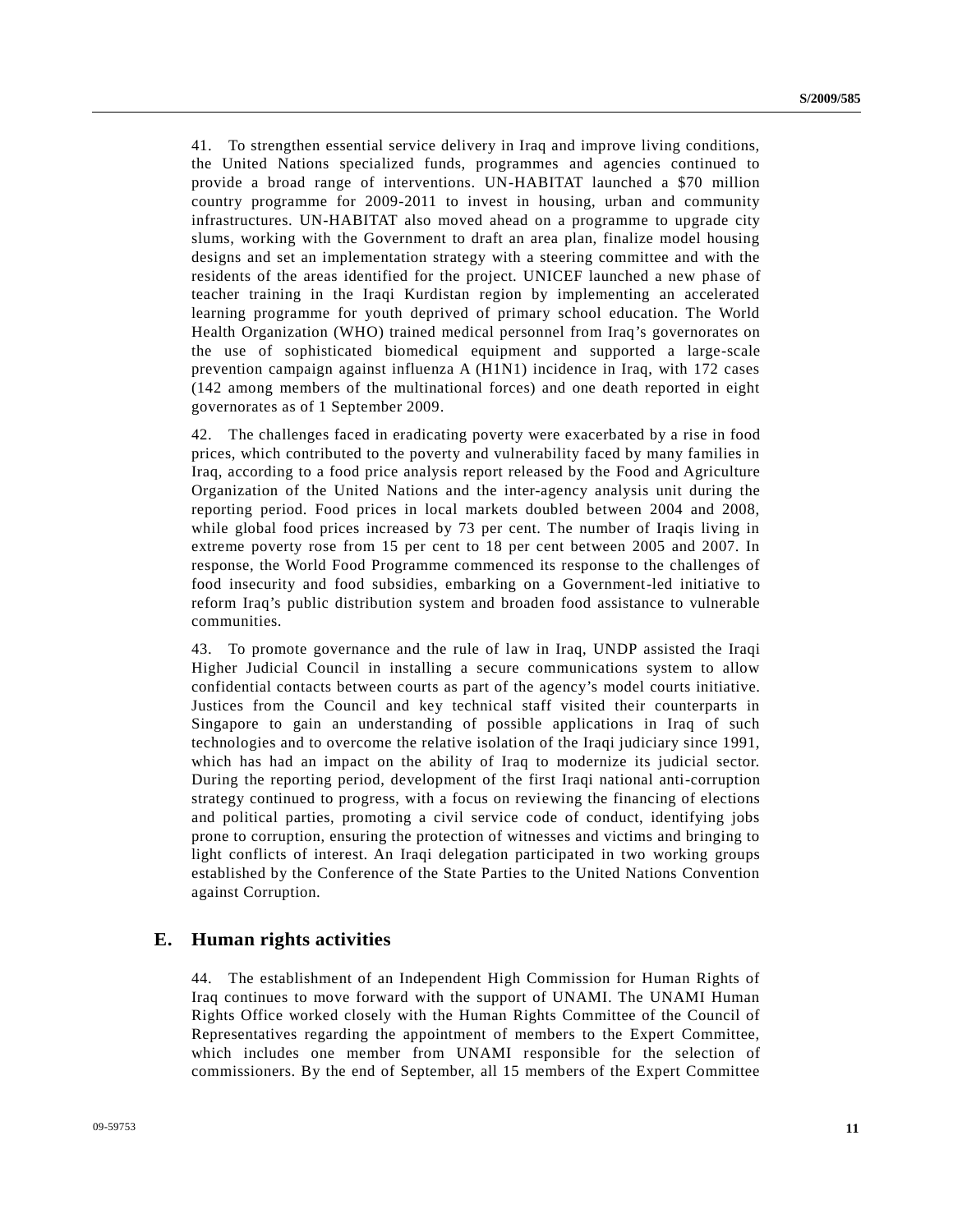41. To strengthen essential service delivery in Iraq and improve living conditions, the United Nations specialized funds, programmes and agencies continued to provide a broad range of interventions. UN-HABITAT launched a $70 million country programme for 2009-2011 to invest in housing, urban and community infrastructures. UN-HABITAT also moved ahead on a programme to upgrade city slums, working with the Government to draft an area plan, finalize model housing designs and set an implementation strategy with a steering committee and with the residents of the areas identified for the project. UNICEF launched a new phase of teacher training in the Iraqi Kurdistan region by implementing an accelerated learning programme for youth deprived of primary school education. The World Health Organization (WHO) trained medical personnel from Iraq's governorates on the use of sophisticated biomedical equipment and supported a large-scale prevention campaign against influenza A (H1N1) incidence in Iraq, with 172 cases (142 among members of the multinational forces) and one death reported in eight governorates as of 1 September 2009.

42. The challenges faced in eradicating poverty were exacerbated by a rise in food prices, which contributed to the poverty and vulnerability faced by many families in Iraq, according to a food price analysis report released by the Food and Agriculture Organization of the United Nations and the inter-agency analysis unit during the reporting period. Food prices in local markets doubled between 2004 and 2008, while global food prices increased by 73 per cent. The number of Iraqis living in extreme poverty rose from 15 per cent to 18 per cent between 2005 and 2007. In response, the World Food Programme commenced its response to the challenges of food insecurity and food subsidies, embarking on a Government-led initiative to reform Iraq's public distribution system and broaden food assistance to vulnerable communities.

43. To promote governance and the rule of law in Iraq, UNDP assisted the Iraqi Higher Judicial Council in installing a secure communications system to allow confidential contacts between courts as part of the agency's model courts initiative. Justices from the Council and key technical staff visited their counterparts in Singapore to gain an understanding of possible applications in Iraq of such technologies and to overcome the relative isolation of the Iraqi judiciary since 1991, which has had an impact on the ability of Iraq to modernize its judicial sector. During the reporting period, development of the first Iraqi national anti-corruption strategy continued to progress, with a focus on reviewing the financing of elections and political parties, promoting a civil service code of conduct, identifying jobs prone to corruption, ensuring the protection of witnesses and victims and bringing to light conflicts of interest. An Iraqi delegation participated in two working groups established by the Conference of the State Parties to the United Nations Convention against Corruption.

## E. Human rights activities

44. The establishment of an Independent High Commission for Human Rights of Iraq continues to move forward with the support of UNAMI. The UNAMI Human Rights Office worked closely with the Human Rights Committee of the Council of Representatives regarding the appointment of members to the Expert Committee, which includes one member from UNAMI responsible for the selection of commissioners. By the end of September, all 15 members of the Expert Committee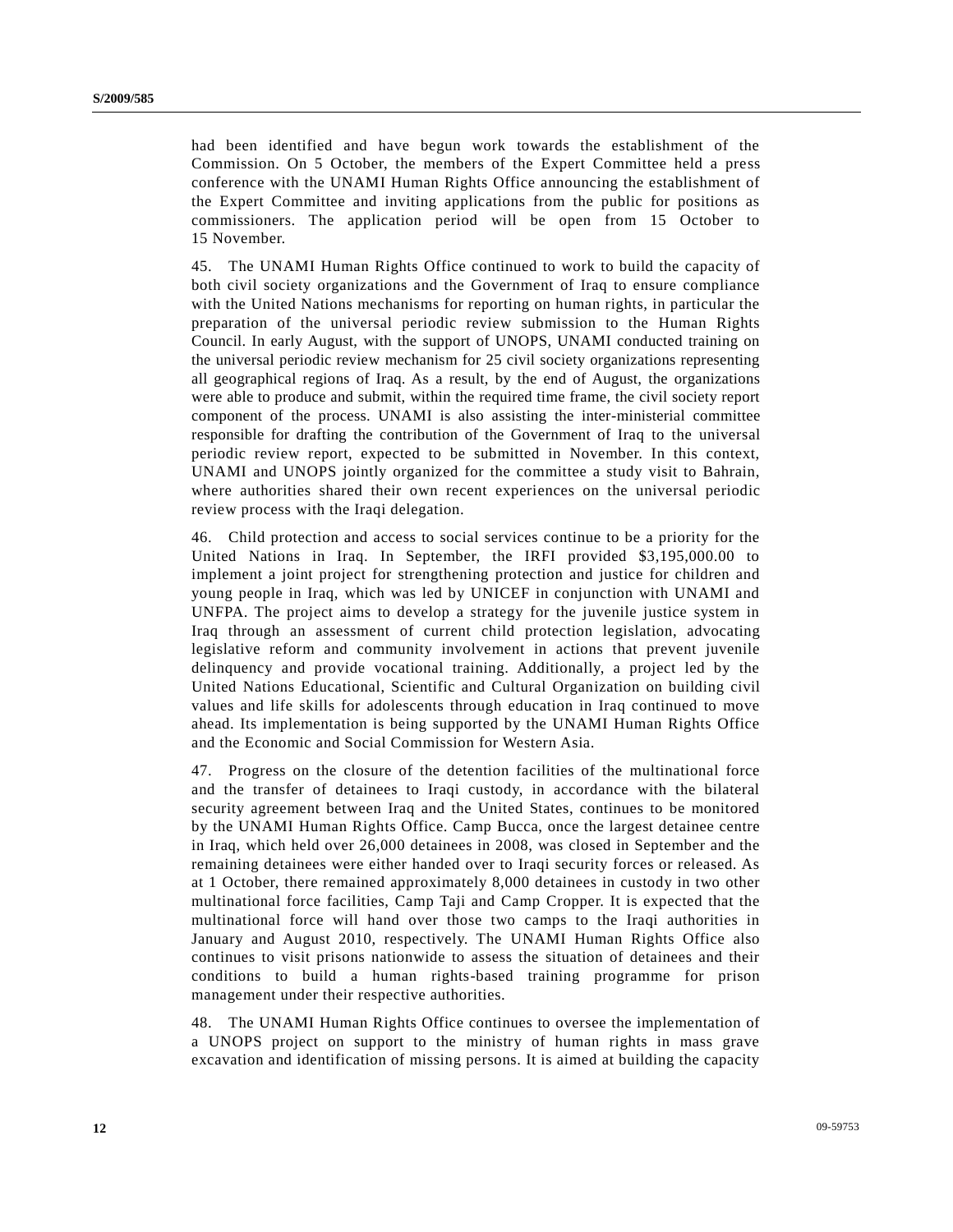had been identified and have begun work towards the establishment of the Commission. On 5 October, the members of the Expert Committee held a press conference with the UNAMI Human Rights Office announcing the establishment of the Expert Committee and inviting applications from the public for positions as commissioners. The application period will be open from 15 October to 15 November.

45. The UNAMI Human Rights Office continued to work to build the capacity of both civil society organizations and the Government of Iraq to ensure compliance with the United Nations mechanisms for reporting on human rights, in particular the preparation of the universal periodic review submission to the Human Rights Council. In early August, with the support of UNOPS, UNAMI conducted training on the universal periodic review mechanism for 25 civil society organizations representing all geographical regions of Iraq. As a result, by the end of August, the organizations were able to produce and submit, within the required time frame, the civil society report component of the process. UNAMI is also assisting the inter-ministerial committee responsible for drafting the contribution of the Government of Iraq to the universal periodic review report, expected to be submitted in November. In this context, UNAMI and UNOPS jointly organized for the committee a study visit to Bahrain, where authorities shared their own recent experiences on the universal periodic review process with the Iraqi delegation.

46. Child protection and access to social services continue to be a priority for the United Nations in Iraq. In September, the IRFI provided $3,195,000.00 to implement a joint project for strengthening protection and justice for children and young people in Iraq, which was led by UNICEF in conjunction with UNAMI and UNFPA. The project aims to develop a strategy for the juvenile justice system in Iraq through an assessment of current child protection legislation, advocating legislative reform and community involvement in actions that prevent juvenile delinquency and provide vocational training. Additionally, a project led by the United Nations Educational, Scientific and Cultural Organization on building civil values and life skills for adolescents through education in Iraq continued to move ahead. Its implementation is being supported by the UNAMI Human Rights Office and the Economic and Social Commission for Western Asia.

47. Progress on the closure of the detention facilities of the multinational force and the transfer of detainees to Iraqi custody, in accordance with the bilateral security agreement between Iraq and the United States, continues to be monitored by the UNAMI Human Rights Office. Camp Bucca, once the largest detainee centre in Iraq, which held over 26,000 detainees in 2008, was closed in September and the remaining detainees were either handed over to Iraqi security forces or released. As at 1 October, there remained approximately 8,000 detainees in custody in two other multinational force facilities, Camp Taji and Camp Cropper. It is expected that the multinational force will hand over those two camps to the Iraqi authorities in January and August 2010, respectively. The UNAMI Human Rights Office also continues to visit prisons nationwide to assess the situation of detainees and their conditions to build a human rights-based training programme for prison management under their respective authorities.

48. The UNAMI Human Rights Office continues to oversee the implementation of a UNOPS project on support to the ministry of human rights in mass grave excavation and identification of missing persons. It is aimed at building the capacity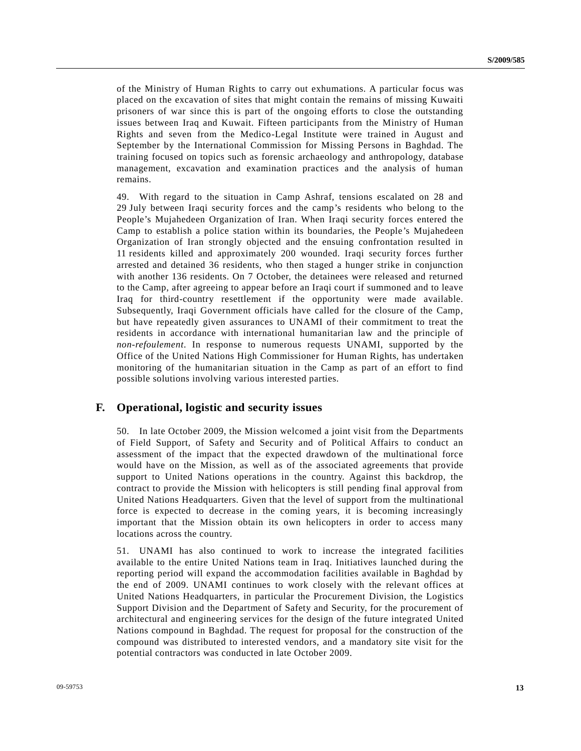of the Ministry of Human Rights to carry out exhumations. A particular focus was placed on the excavation of sites that might contain the remains of missing Kuwaiti prisoners of war since this is part of the ongoing efforts to close the outstanding issues between Iraq and Kuwait. Fifteen participants from the Ministry of Human Rights and seven from the Medico-Legal Institute were trained in August and September by the International Commission for Missing Persons in Baghdad. The training focused on topics such as forensic archaeology and anthropology, database management, excavation and examination practices and the analysis of human remains.

49. With regard to the situation in Camp Ashraf, tensions escalated on 28 and 29 July between Iraqi security forces and the camp's residents who belong to the People's Mujahedeen Organization of Iran. When Iraqi security forces entered the Camp to establish a police station within its boundaries, the People's Mujahedeen Organization of Iran strongly objected and the ensuing confrontation resulted in 11 residents killed and approximately 200 wounded. Iraqi security forces further arrested and detained 36 residents, who then staged a hunger strike in conjunction with another 136 residents. On 7 October, the detainees were released and returned to the Camp, after agreeing to appear before an Iraqi court if summoned and to leave Iraq for third-country resettlement if the opportunity were made available. Subsequently, Iraqi Government officials have called for the closure of the Camp, but have repeatedly given assurances to UNAMI of their commitment to treat the residents in accordance with international humanitarian law and the principle of *non-refoulement*. In response to numerous requests UNAMI, supported by the Office of the United Nations High Commissioner for Human Rights, has undertaken monitoring of the humanitarian situation in the Camp as part of an effort to find possible solutions involving various interested parties.

## F. Operational, logistic and security issues

50. In late October 2009, the Mission welcomed a joint visit from the Departments of Field Support, of Safety and Security and of Political Affairs to conduct an assessment of the impact that the expected drawdown of the multinational force would have on the Mission, as well as of the associated agreements that provide support to United Nations operations in the country. Against this backdrop, the contract to provide the Mission with helicopters is still pending final approval from United Nations Headquarters. Given that the level of support from the multinational force is expected to decrease in the coming years, it is becoming increasingly important that the Mission obtain its own helicopters in order to access many locations across the country.

51. UNAMI has also continued to work to increase the integrated facilities available to the entire United Nations team in Iraq. Initiatives launched during the reporting period will expand the accommodation facilities available in Baghdad by the end of 2009. UNAMI continues to work closely with the relevant offices at United Nations Headquarters, in particular the Procurement Division, the Logistics Support Division and the Department of Safety and Security, for the procurement of architectural and engineering services for the design of the future integrated United Nations compound in Baghdad. The request for proposal for the construction of the compound was distributed to interested vendors, and a mandatory site visit for the potential contractors was conducted in late October 2009.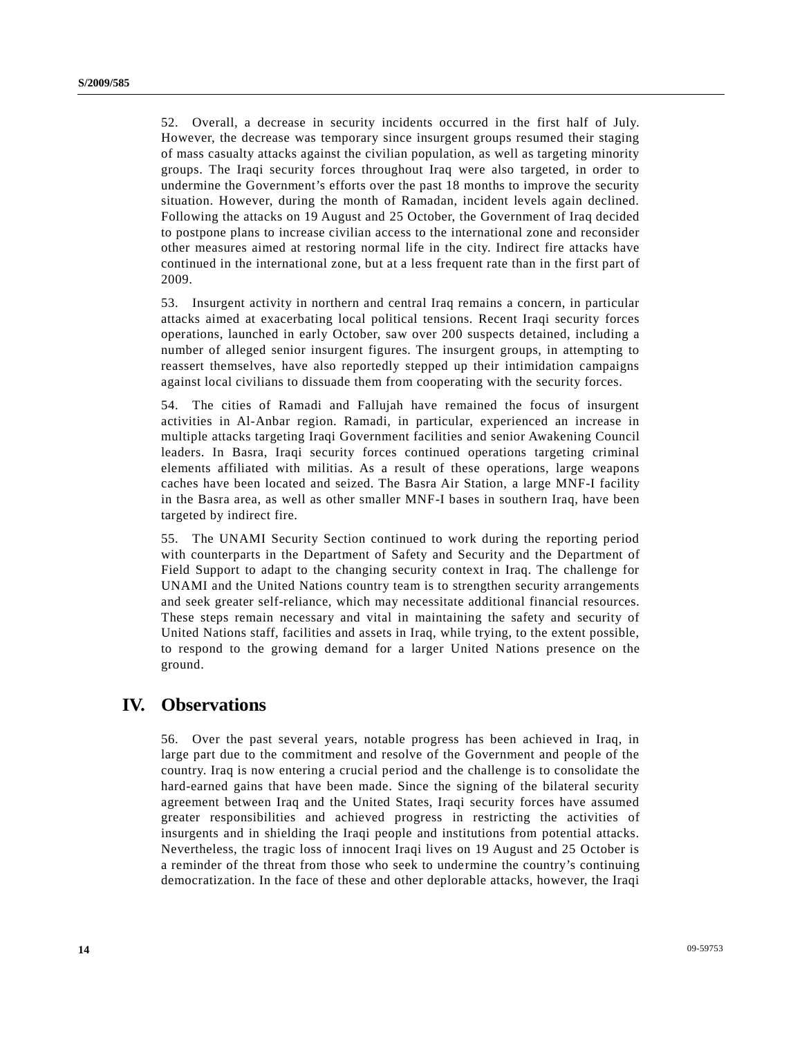52. Overall, a decrease in security incidents occurred in the first half of July. However, the decrease was temporary since insurgent groups resumed their staging of mass casualty attacks against the civilian population, as well as targeting minority groups. The Iraqi security forces throughout Iraq were also targeted, in order to undermine the Government's efforts over the past 18 months to improve the security situation. However, during the month of Ramadan, incident levels again declined. Following the attacks on 19 August and 25 October, the Government of Iraq decided to postpone plans to increase civilian access to the international zone and reconsider other measures aimed at restoring normal life in the city. Indirect fire attacks have continued in the international zone, but at a less frequent rate than in the first part of 2009.

53. Insurgent activity in northern and central Iraq remains a concern, in particular attacks aimed at exacerbating local political tensions. Recent Iraqi security forces operations, launched in early October, saw over 200 suspects detained, including a number of alleged senior insurgent figures. The insurgent groups, in attempting to reassert themselves, have also reportedly stepped up their intimidation campaigns against local civilians to dissuade them from cooperating with the security forces.

54. The cities of Ramadi and Fallujah have remained the focus of insurgent activities in Al-Anbar region. Ramadi, in particular, experienced an increase in multiple attacks targeting Iraqi Government facilities and senior Awakening Council leaders. In Basra, Iraqi security forces continued operations targeting criminal elements affiliated with militias. As a result of these operations, large weapons caches have been located and seized. The Basra Air Station, a large MNF-I facility in the Basra area, as well as other smaller MNF-I bases in southern Iraq, have been targeted by indirect fire.

55. The UNAMI Security Section continued to work during the reporting period with counterparts in the Department of Safety and Security and the Department of Field Support to adapt to the changing security context in Iraq. The challenge for UNAMI and the United Nations country team is to strengthen security arrangements and seek greater self-reliance, which may necessitate additional financial resources. These steps remain necessary and vital in maintaining the safety and security of United Nations staff, facilities and assets in Iraq, while trying, to the extent possible, to respond to the growing demand for a larger United Nations presence on the ground.

## IV. Observations

56. Over the past several years, notable progress has been achieved in Iraq, in large part due to the commitment and resolve of the Government and people of the country. Iraq is now entering a crucial period and the challenge is to consolidate the hard-earned gains that have been made. Since the signing of the bilateral security agreement between Iraq and the United States, Iraqi security forces have assumed greater responsibilities and achieved progress in restricting the activities of insurgents and in shielding the Iraqi people and institutions from potential attacks. Nevertheless, the tragic loss of innocent Iraqi lives on 19 August and 25 October is a reminder of the threat from those who seek to undermine the country's continuing democratization. In the face of these and other deplorable attacks, however, the Iraqi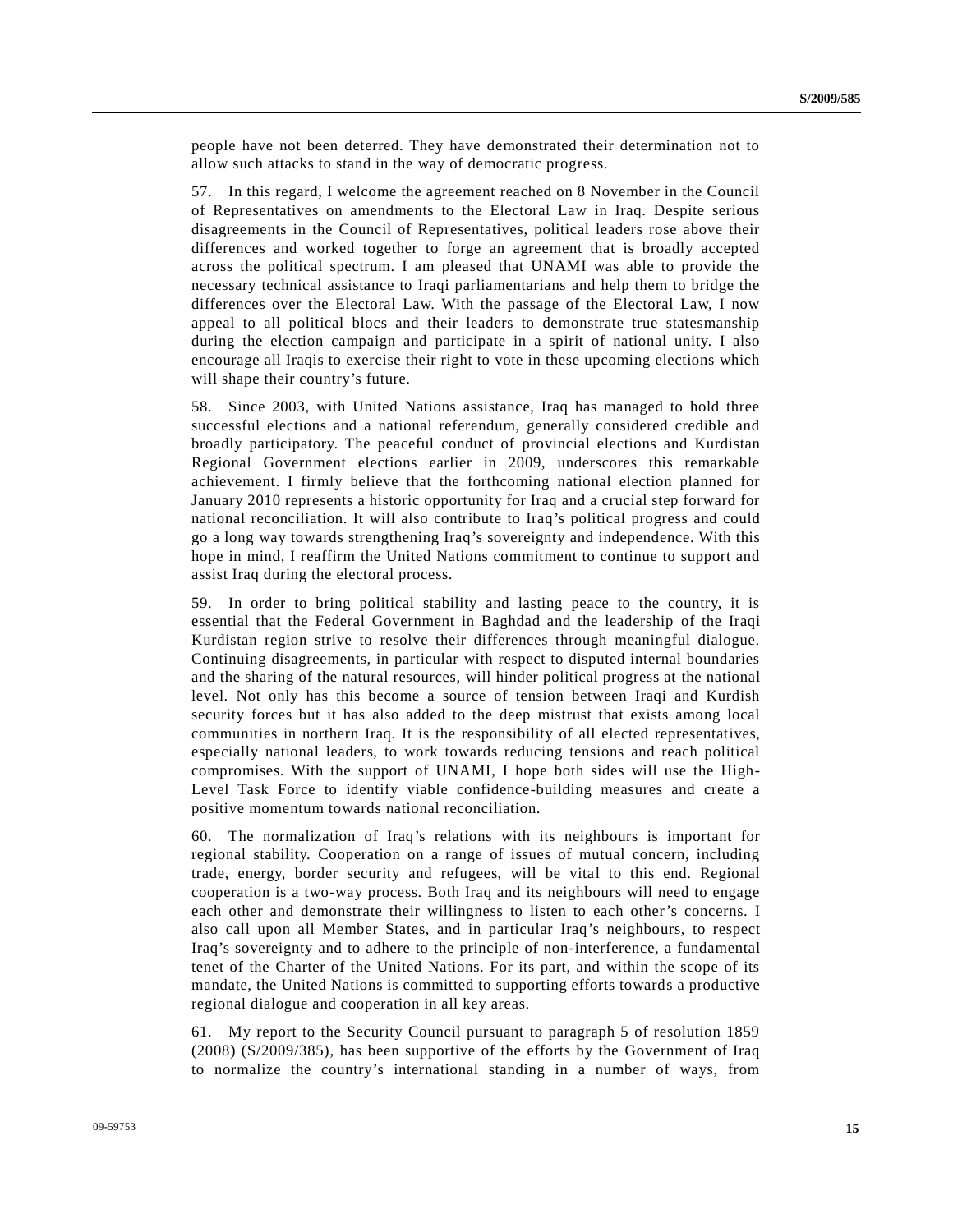people have not been deterred. They have demonstrated their determination not to allow such attacks to stand in the way of democratic progress.

57. In this regard, I welcome the agreement reached on 8 November in the Council of Representatives on amendments to the Electoral Law in Iraq. Despite serious disagreements in the Council of Representatives, political leaders rose above their differences and worked together to forge an agreement that is broadly accepted across the political spectrum. I am pleased that UNAMI was able to provide the necessary technical assistance to Iraqi parliamentarians and help them to bridge the differences over the Electoral Law. With the passage of the Electoral Law, I now appeal to all political blocs and their leaders to demonstrate true statesmanship during the election campaign and participate in a spirit of national unity. I also encourage all Iraqis to exercise their right to vote in these upcoming elections which will shape their country's future.

58. Since 2003, with United Nations assistance, Iraq has managed to hold three successful elections and a national referendum, generally considered credible and broadly participatory. The peaceful conduct of provincial elections and Kurdistan Regional Government elections earlier in 2009, underscores this remarkable achievement. I firmly believe that the forthcoming national election planned for January 2010 represents a historic opportunity for Iraq and a crucial step forward for national reconciliation. It will also contribute to Iraq's political progress and could go a long way towards strengthening Iraq's sovereignty and independence. With this hope in mind, I reaffirm the United Nations commitment to continue to support and assist Iraq during the electoral process.

59. In order to bring political stability and lasting peace to the country, it is essential that the Federal Government in Baghdad and the leadership of the Iraqi Kurdistan region strive to resolve their differences through meaningful dialogue. Continuing disagreements, in particular with respect to disputed internal boundaries and the sharing of the natural resources, will hinder political progress at the national level. Not only has this become a source of tension between Iraqi and Kurdish security forces but it has also added to the deep mistrust that exists among local communities in northern Iraq. It is the responsibility of all elected representatives, especially national leaders, to work towards reducing tensions and reach political compromises. With the support of UNAMI, I hope both sides will use the High-Level Task Force to identify viable confidence-building measures and create a positive momentum towards national reconciliation.

60. The normalization of Iraq's relations with its neighbours is important for regional stability. Cooperation on a range of issues of mutual concern, including trade, energy, border security and refugees, will be vital to this end. Regional cooperation is a two-way process. Both Iraq and its neighbours will need to engage each other and demonstrate their willingness to listen to each other's concerns. I also call upon all Member States, and in particular Iraq's neighbours, to respect Iraq's sovereignty and to adhere to the principle of non-interference, a fundamental tenet of the Charter of the United Nations. For its part, and within the scope of its mandate, the United Nations is committed to supporting efforts towards a productive regional dialogue and cooperation in all key areas.

61. My report to the Security Council pursuant to paragraph 5 of resolution 1859 (2008) (S/2009/385), has been supportive of the efforts by the Government of Iraq to normalize the country's international standing in a number of ways, from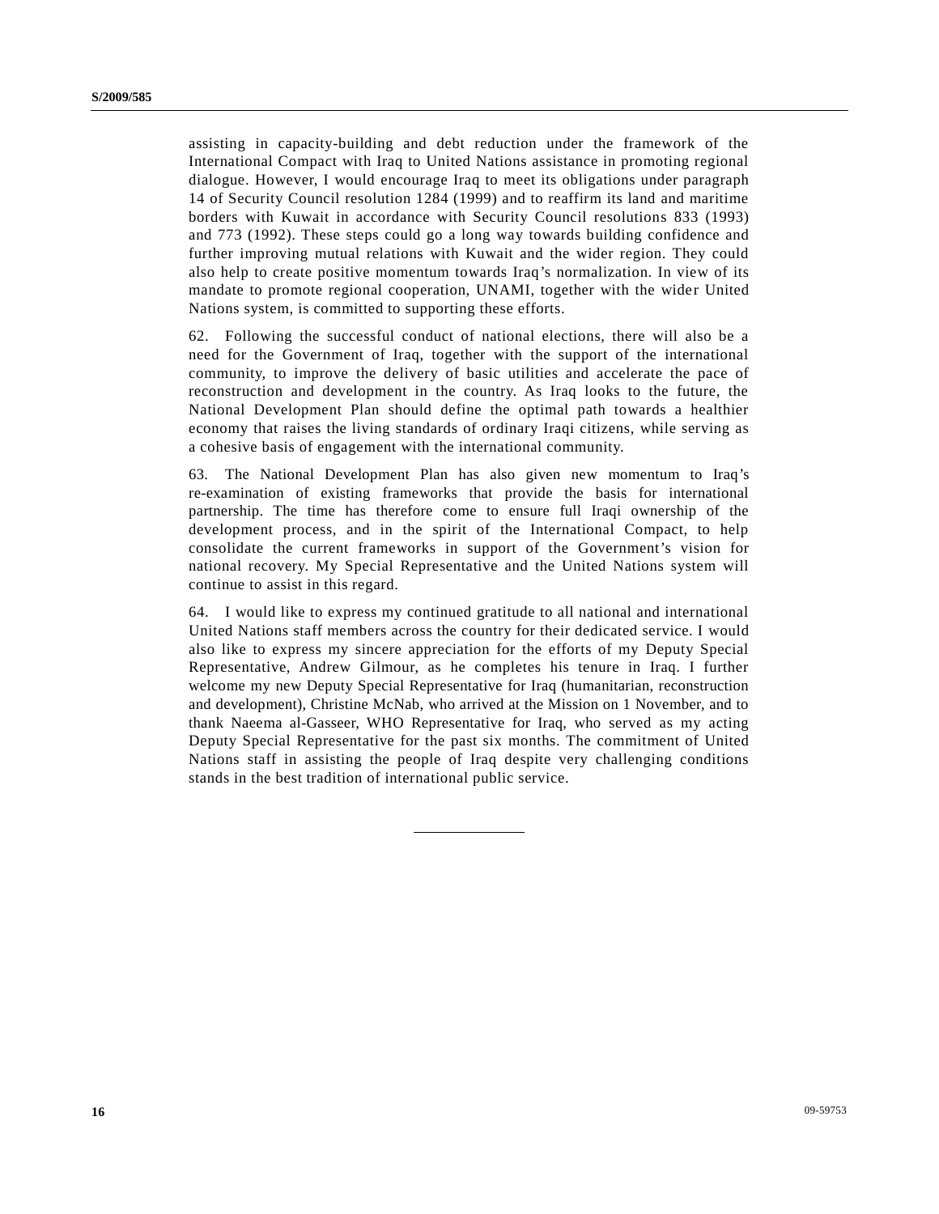assisting in capacity-building and debt reduction under the framework of the International Compact with Iraq to United Nations assistance in promoting regional dialogue. However, I would encourage Iraq to meet its obligations under paragraph 14 of Security Council resolution 1284 (1999) and to reaffirm its land and maritime borders with Kuwait in accordance with Security Council resolutions 833 (1993) and 773 (1992). These steps could go a long way towards building confidence and further improving mutual relations with Kuwait and the wider region. They could also help to create positive momentum towards Iraq's normalization. In view of its mandate to promote regional cooperation, UNAMI, together with the wider United Nations system, is committed to supporting these efforts.

62. Following the successful conduct of national elections, there will also be a need for the Government of Iraq, together with the support of the international community, to improve the delivery of basic utilities and accelerate the pace of reconstruction and development in the country. As Iraq looks to the future, the National Development Plan should define the optimal path towards a healthier economy that raises the living standards of ordinary Iraqi citizens, while serving as a cohesive basis of engagement with the international community.

63. The National Development Plan has also given new momentum to Iraq's re-examination of existing frameworks that provide the basis for international partnership. The time has therefore come to ensure full Iraqi ownership of the development process, and in the spirit of the International Compact, to help consolidate the current frameworks in support of the Government's vision for national recovery. My Special Representative and the United Nations system will continue to assist in this regard.

64. I would like to express my continued gratitude to all national and international United Nations staff members across the country for their dedicated service. I would also like to express my sincere appreciation for the efforts of my Deputy Special Representative, Andrew Gilmour, as he completes his tenure in Iraq. I further welcome my new Deputy Special Representative for Iraq (humanitarian, reconstruction and development), Christine McNab, who arrived at the Mission on 1 November, and to thank Naeema al-Gasseer, WHO Representative for Iraq, who served as my acting Deputy Special Representative for the past six months. The commitment of United Nations staff in assisting the people of Iraq despite very challenging conditions stands in the best tradition of international public service.